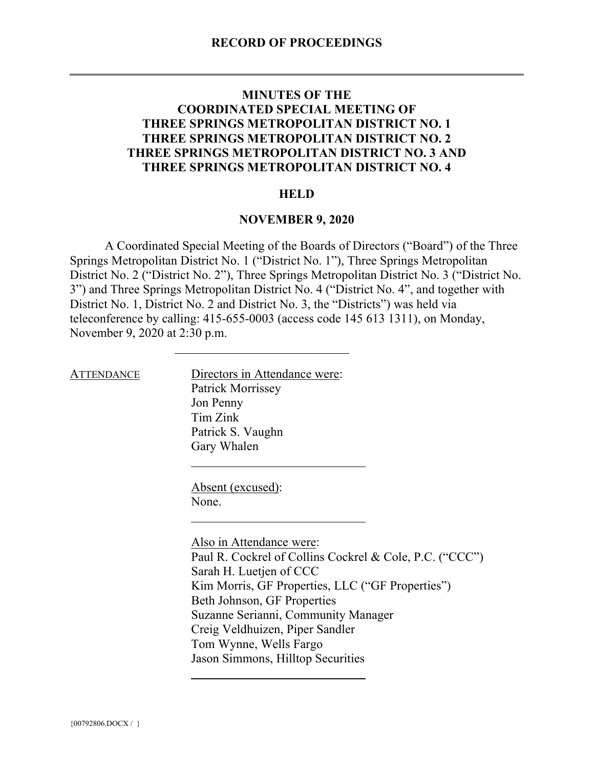**RECORD OF PROCEEDINGS**

---

# MINUTES OF THE COORDINATED SPECIAL MEETING OF THREE SPRINGS METROPOLITAN DISTRICT NO. 1 THREE SPRINGS METROPOLITAN DISTRICT NO. 2 THREE SPRINGS METROPOLITAN DISTRICT NO. 3 AND THREE SPRINGS METROPOLITAN DISTRICT NO. 4

## HELD

## NOVEMBER 9, 2020

A Coordinated Special Meeting of the Boards of Directors ("Board") of the Three Springs Metropolitan District No. 1 ("District No. 1"), Three Springs Metropolitan District No. 2 ("District No. 2"), Three Springs Metropolitan District No. 3 ("District No. 3") and Three Springs Metropolitan District No. 4 ("District No. 4", and together with District No. 1, District No. 2 and District No. 3, the "Districts") was held via teleconference by calling: 415-655-0003 (access code 145 613 1311), on Monday, November 9, 2020 at 2:30 p.m.

---

ATTENDANCE

Directors in Attendance were:
Patrick Morrissey
Jon Penny
Tim Zink
Patrick S. Vaughn
Gary Whalen

Absent (excused):
None.

Also in Attendance were:
Paul R. Cockrel of Collins Cockrel & Cole, P.C. ("CCC")
Sarah H. Luetjen of CCC
Kim Morris, GF Properties, LLC ("GF Properties")
Beth Johnson, GF Properties
Suzanne Serianni, Community Manager
Creig Veldhuizen, Piper Sandler
Tom Wynne, Wells Fargo
Jason Simmons, Hilltop Securities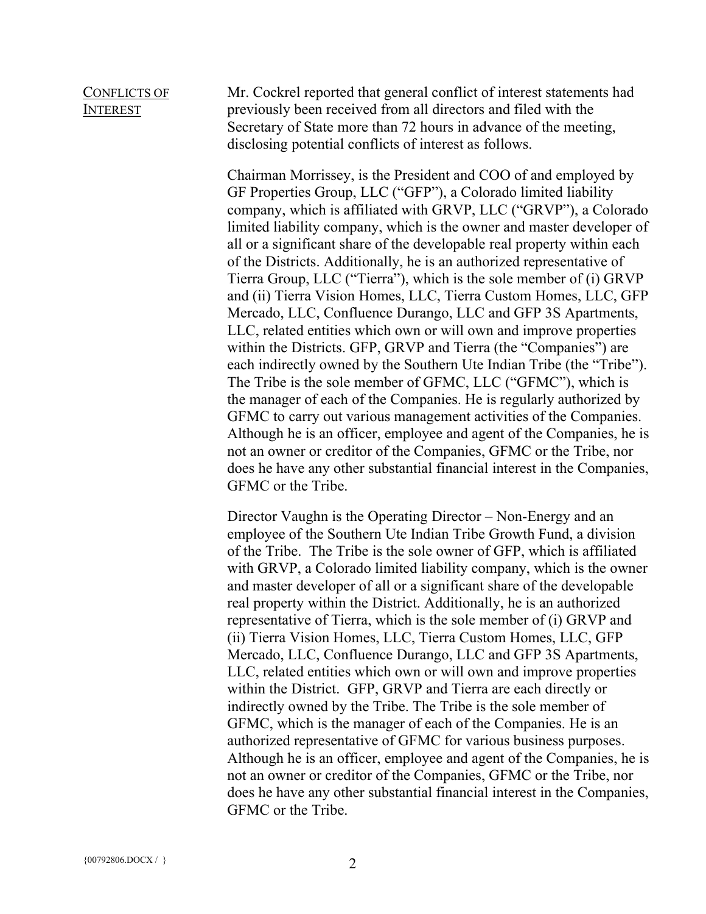CONFLICTS OF INTEREST

Mr. Cockrel reported that general conflict of interest statements had previously been received from all directors and filed with the Secretary of State more than 72 hours in advance of the meeting, disclosing potential conflicts of interest as follows.

Chairman Morrissey, is the President and COO of and employed by GF Properties Group, LLC ("GFP"), a Colorado limited liability company, which is affiliated with GRVP, LLC ("GRVP"), a Colorado limited liability company, which is the owner and master developer of all or a significant share of the developable real property within each of the Districts. Additionally, he is an authorized representative of Tierra Group, LLC ("Tierra"), which is the sole member of (i) GRVP and (ii) Tierra Vision Homes, LLC, Tierra Custom Homes, LLC, GFP Mercado, LLC, Confluence Durango, LLC and GFP 3S Apartments, LLC, related entities which own or will own and improve properties within the Districts. GFP, GRVP and Tierra (the "Companies") are each indirectly owned by the Southern Ute Indian Tribe (the "Tribe"). The Tribe is the sole member of GFMC, LLC ("GFMC"), which is the manager of each of the Companies. He is regularly authorized by GFMC to carry out various management activities of the Companies. Although he is an officer, employee and agent of the Companies, he is not an owner or creditor of the Companies, GFMC or the Tribe, nor does he have any other substantial financial interest in the Companies, GFMC or the Tribe.

Director Vaughn is the Operating Director – Non-Energy and an employee of the Southern Ute Indian Tribe Growth Fund, a division of the Tribe. The Tribe is the sole owner of GFP, which is affiliated with GRVP, a Colorado limited liability company, which is the owner and master developer of all or a significant share of the developable real property within the District. Additionally, he is an authorized representative of Tierra, which is the sole member of (i) GRVP and (ii) Tierra Vision Homes, LLC, Tierra Custom Homes, LLC, GFP Mercado, LLC, Confluence Durango, LLC and GFP 3S Apartments, LLC, related entities which own or will own and improve properties within the District. GFP, GRVP and Tierra are each directly or indirectly owned by the Tribe. The Tribe is the sole member of GFMC, which is the manager of each of the Companies. He is an authorized representative of GFMC for various business purposes. Although he is an officer, employee and agent of the Companies, he is not an owner or creditor of the Companies, GFMC or the Tribe, nor does he have any other substantial financial interest in the Companies, GFMC or the Tribe.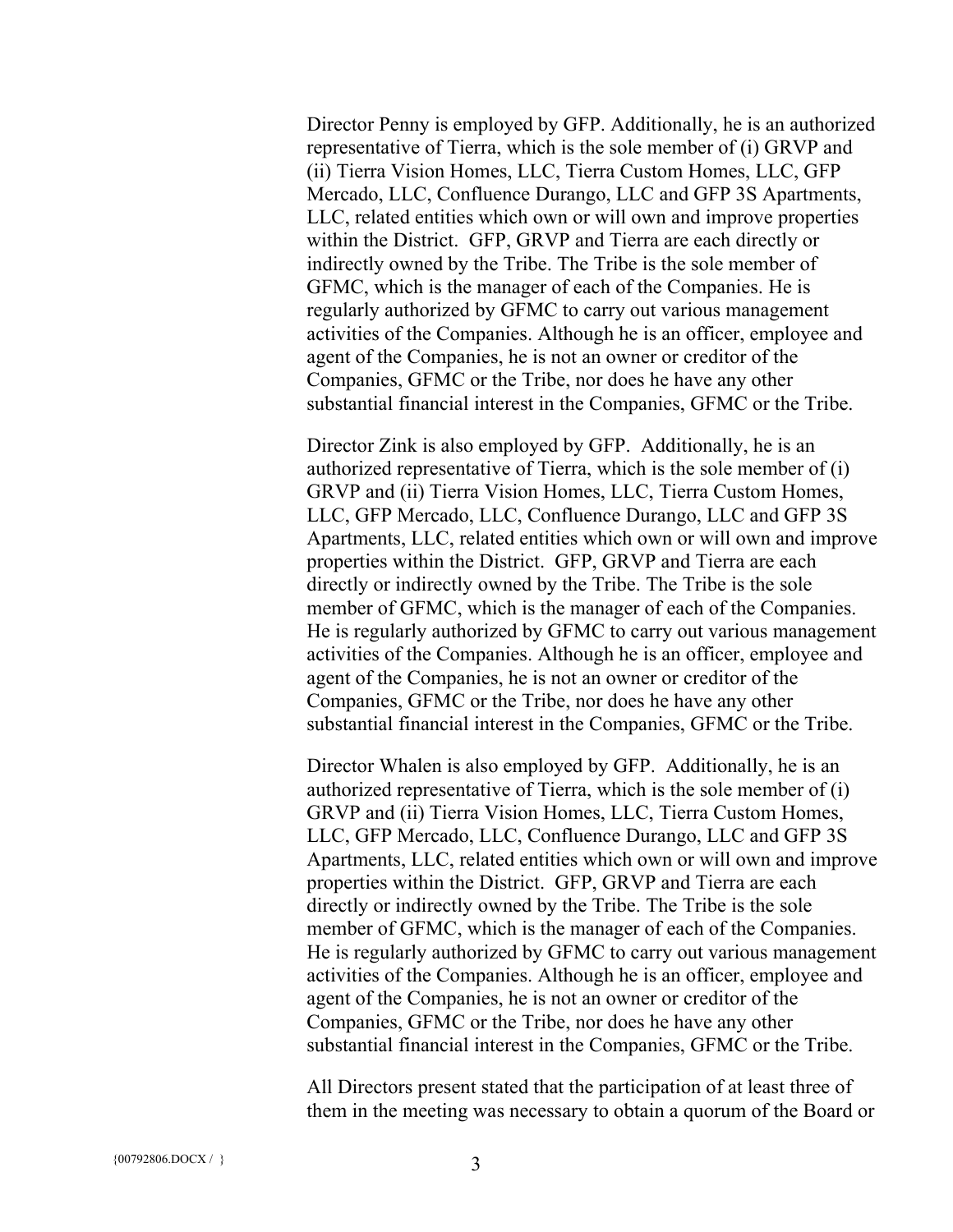Director Penny is employed by GFP. Additionally, he is an authorized representative of Tierra, which is the sole member of (i) GRVP and (ii) Tierra Vision Homes, LLC, Tierra Custom Homes, LLC, GFP Mercado, LLC, Confluence Durango, LLC and GFP 3S Apartments, LLC, related entities which own or will own and improve properties within the District. GFP, GRVP and Tierra are each directly or indirectly owned by the Tribe. The Tribe is the sole member of GFMC, which is the manager of each of the Companies. He is regularly authorized by GFMC to carry out various management activities of the Companies. Although he is an officer, employee and agent of the Companies, he is not an owner or creditor of the Companies, GFMC or the Tribe, nor does he have any other substantial financial interest in the Companies, GFMC or the Tribe.

Director Zink is also employed by GFP. Additionally, he is an authorized representative of Tierra, which is the sole member of (i) GRVP and (ii) Tierra Vision Homes, LLC, Tierra Custom Homes, LLC, GFP Mercado, LLC, Confluence Durango, LLC and GFP 3S Apartments, LLC, related entities which own or will own and improve properties within the District. GFP, GRVP and Tierra are each directly or indirectly owned by the Tribe. The Tribe is the sole member of GFMC, which is the manager of each of the Companies. He is regularly authorized by GFMC to carry out various management activities of the Companies. Although he is an officer, employee and agent of the Companies, he is not an owner or creditor of the Companies, GFMC or the Tribe, nor does he have any other substantial financial interest in the Companies, GFMC or the Tribe.

Director Whalen is also employed by GFP. Additionally, he is an authorized representative of Tierra, which is the sole member of (i) GRVP and (ii) Tierra Vision Homes, LLC, Tierra Custom Homes, LLC, GFP Mercado, LLC, Confluence Durango, LLC and GFP 3S Apartments, LLC, related entities which own or will own and improve properties within the District. GFP, GRVP and Tierra are each directly or indirectly owned by the Tribe. The Tribe is the sole member of GFMC, which is the manager of each of the Companies. He is regularly authorized by GFMC to carry out various management activities of the Companies. Although he is an officer, employee and agent of the Companies, he is not an owner or creditor of the Companies, GFMC or the Tribe, nor does he have any other substantial financial interest in the Companies, GFMC or the Tribe.

All Directors present stated that the participation of at least three of them in the meeting was necessary to obtain a quorum of the Board or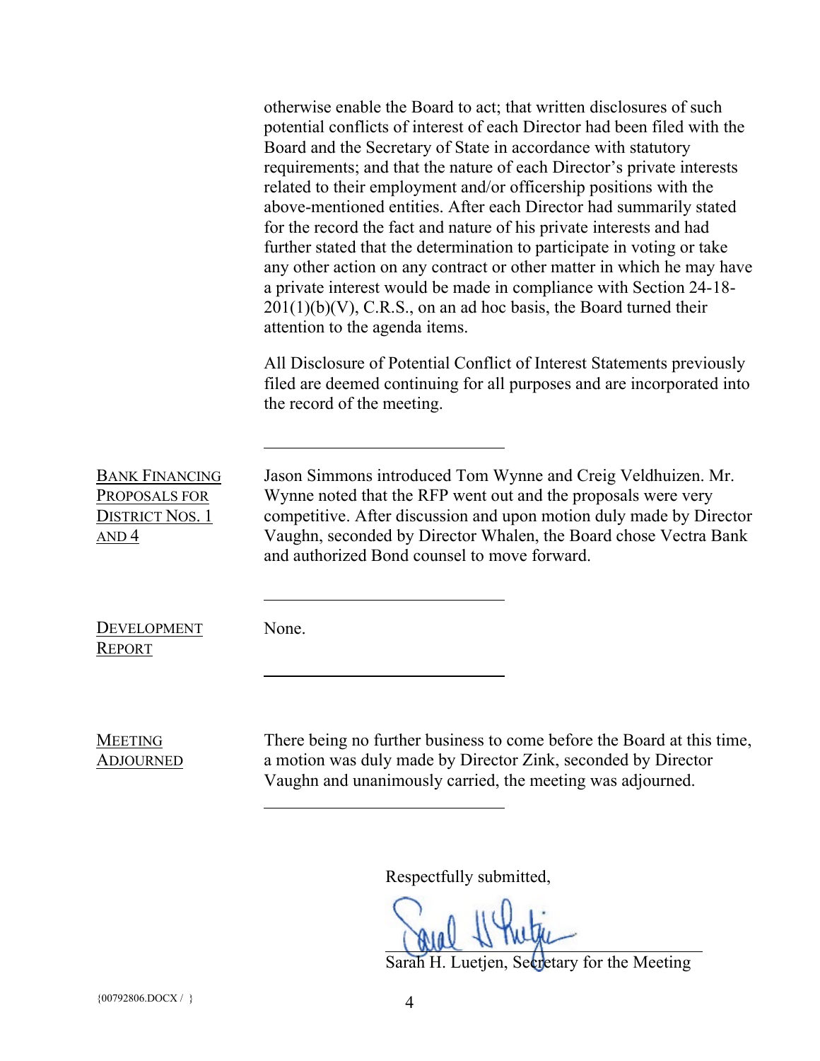otherwise enable the Board to act; that written disclosures of such potential conflicts of interest of each Director had been filed with the Board and the Secretary of State in accordance with statutory requirements; and that the nature of each Director's private interests related to their employment and/or officership positions with the above-mentioned entities. After each Director had summarily stated for the record the fact and nature of his private interests and had further stated that the determination to participate in voting or take any other action on any contract or other matter in which he may have a private interest would be made in compliance with Section 24-18-201(1)(b)(V), C.R.S., on an ad hoc basis, the Board turned their attention to the agenda items.

All Disclosure of Potential Conflict of Interest Statements previously filed are deemed continuing for all purposes and are incorporated into the record of the meeting.

---

**BANK FINANCING PROPOSALS FOR DISTRICT NOS. 1 AND 4**

Jason Simmons introduced Tom Wynne and Creig Veldhuizen. Mr. Wynne noted that the RFP went out and the proposals were very competitive. After discussion and upon motion duly made by Director Vaughn, seconded by Director Whalen, the Board chose Vectra Bank and authorized Bond counsel to move forward.

---

**DEVELOPMENT REPORT**

None.

---

**MEETING ADJOURNED**

There being no further business to come before the Board at this time, a motion was duly made by Director Zink, seconded by Director Vaughn and unanimously carried, the meeting was adjourned.

---

Respectfully submitted,

Sarah H. Luetjen, Secretary for the Meeting

{00792806.DOCX / }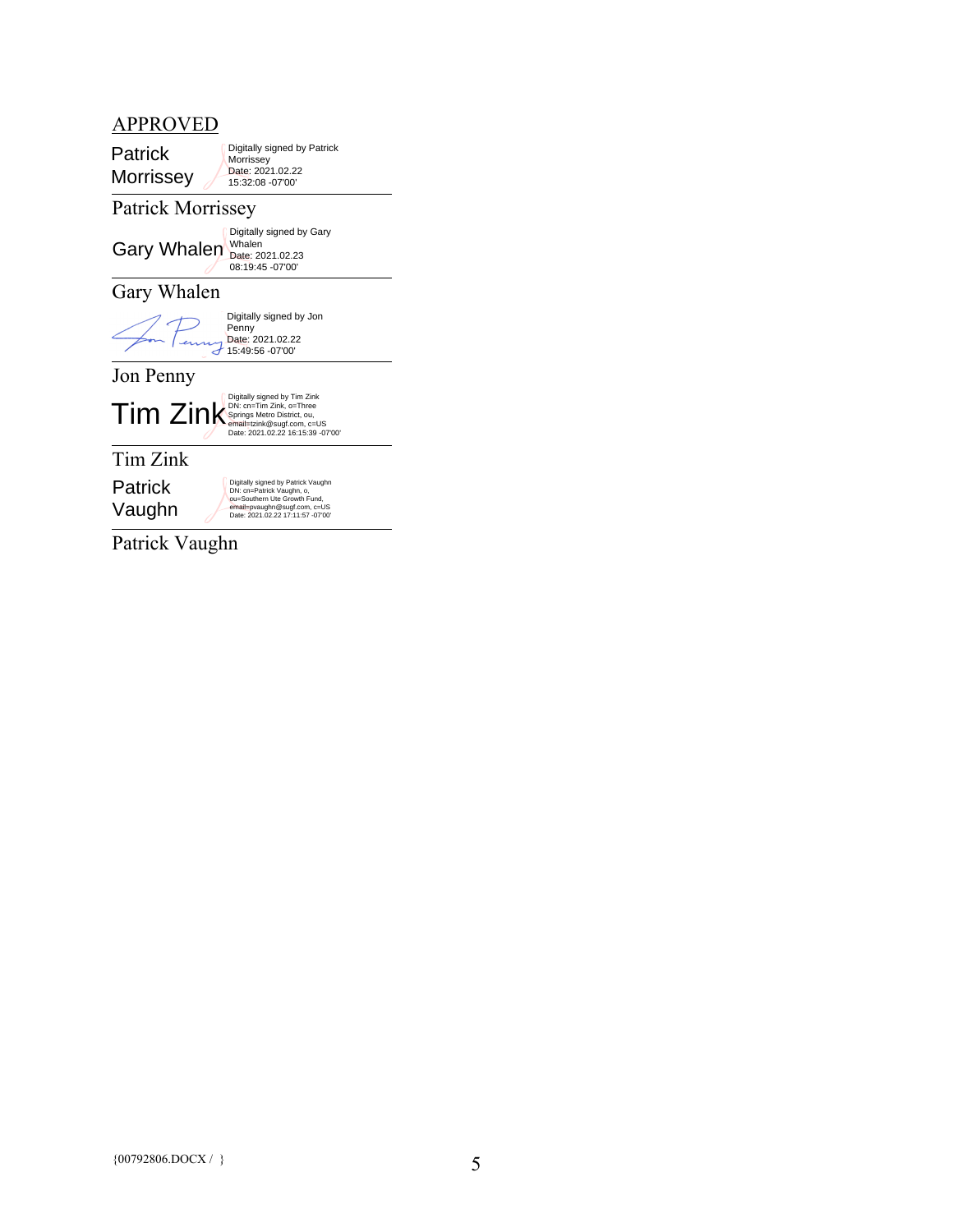APPROVED

Patrick Morrissey — Digitally signed by Patrick Morrissey
Date: 2021.02.22 15:32:08 -07'00'

Patrick Morrissey

Gary Whalen — Digitally signed by Gary Whalen
Date: 2021.02.23 08:19:45 -07'00'

Gary Whalen

Digitally signed by Jon Penny
Date: 2021.02.22 15:49:56 -07'00'

Jon Penny

Tim Zink — Digitally signed by Tim Zink
DN: cn=Tim Zink, o=Three Springs Metro District, ou, email=tzink@sugf.com, c=US
Date: 2021.02.22 16:15:39 -07'00'

Tim Zink

Patrick Vaughn — Digitally signed by Patrick Vaughn
DN: cn=Patrick Vaughn, o, ou=Southern Ute Growth Fund, email=pvaughn@sugf.com, c=US
Date: 2021.02.22 17:11:57 -07'00'

Patrick Vaughn

{00792806.DOCX / }